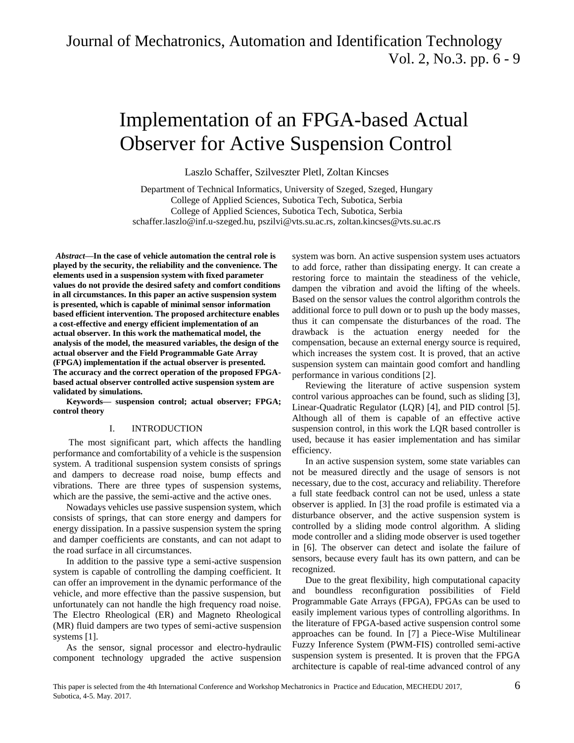# Implementation of an FPGA-based Actual Observer for Active Suspension Control

Laszlo Schaffer, Szilveszter Pletl, Zoltan Kincses

Department of Technical Informatics, University of Szeged, Szeged, Hungary
College of Applied Sciences, Subotica Tech, Subotica, Serbia
College of Applied Sciences, Subotica Tech, Subotica, Serbia
schaffer.laszlo@inf.u-szeged.hu, pszilvi@vts.su.ac.rs, zoltan.kincses@vts.su.ac.rs

***Abstract*—In the case of vehicle automation the central role is played by the security, the reliability and the convenience. The elements used in a suspension system with fixed parameter values do not provide the desired safety and comfort conditions in all circumstances. In this paper an active suspension system is presented, which is capable of minimal sensor information based efficient intervention. The proposed architecture enables a cost-effective and energy efficient implementation of an actual observer. In this work the mathematical model, the analysis of the model, the measured variables, the design of the actual observer and the Field Programmable Gate Array (FPGA) implementation if the actual observer is presented. The accuracy and the correct operation of the proposed FPGA-based actual observer controlled active suspension system are validated by simulations.**

**Keywords— suspension control; actual observer; FPGA; control theory**

## I. INTRODUCTION

The most significant part, which affects the handling performance and comfortability of a vehicle is the suspension system. A traditional suspension system consists of springs and dampers to decrease road noise, bump effects and vibrations. There are three types of suspension systems, which are the passive, the semi-active and the active ones.

Nowadays vehicles use passive suspension system, which consists of springs, that can store energy and dampers for energy dissipation. In a passive suspension system the spring and damper coefficients are constants, and can not adapt to the road surface in all circumstances.

In addition to the passive type a semi-active suspension system is capable of controlling the damping coefficient. It can offer an improvement in the dynamic performance of the vehicle, and more effective than the passive suspension, but unfortunately can not handle the high frequency road noise. The Electro Rheological (ER) and Magneto Rheological (MR) fluid dampers are two types of semi-active suspension systems [1].

As the sensor, signal processor and electro-hydraulic component technology upgraded the active suspension system was born. An active suspension system uses actuators to add force, rather than dissipating energy. It can create a restoring force to maintain the steadiness of the vehicle, dampen the vibration and avoid the lifting of the wheels. Based on the sensor values the control algorithm controls the additional force to pull down or to push up the body masses, thus it can compensate the disturbances of the road. The drawback is the actuation energy needed for the compensation, because an external energy source is required, which increases the system cost. It is proved, that an active suspension system can maintain good comfort and handling performance in various conditions [2].

Reviewing the literature of active suspension system control various approaches can be found, such as sliding [3], Linear-Quadratic Regulator (LQR) [4], and PID control [5]. Although all of them is capable of an effective active suspension control, in this work the LQR based controller is used, because it has easier implementation and has similar efficiency.

In an active suspension system, some state variables can not be measured directly and the usage of sensors is not necessary, due to the cost, accuracy and reliability. Therefore a full state feedback control can not be used, unless a state observer is applied. In [3] the road profile is estimated via a disturbance observer, and the active suspension system is controlled by a sliding mode control algorithm. A sliding mode controller and a sliding mode observer is used together in [6]. The observer can detect and isolate the failure of sensors, because every fault has its own pattern, and can be recognized.

Due to the great flexibility, high computational capacity and boundless reconfiguration possibilities of Field Programmable Gate Arrays (FPGA), FPGAs can be used to easily implement various types of controlling algorithms. In the literature of FPGA-based active suspension control some approaches can be found. In [7] a Piece-Wise Multilinear Fuzzy Inference System (PWM-FIS) controlled semi-active suspension system is presented. It is proven that the FPGA architecture is capable of real-time advanced control of any

This paper is selected from the 4th International Conference and Workshop Mechatronics in Practice and Education, MECHEDU 2017, Subotica, 4-5. May. 2017.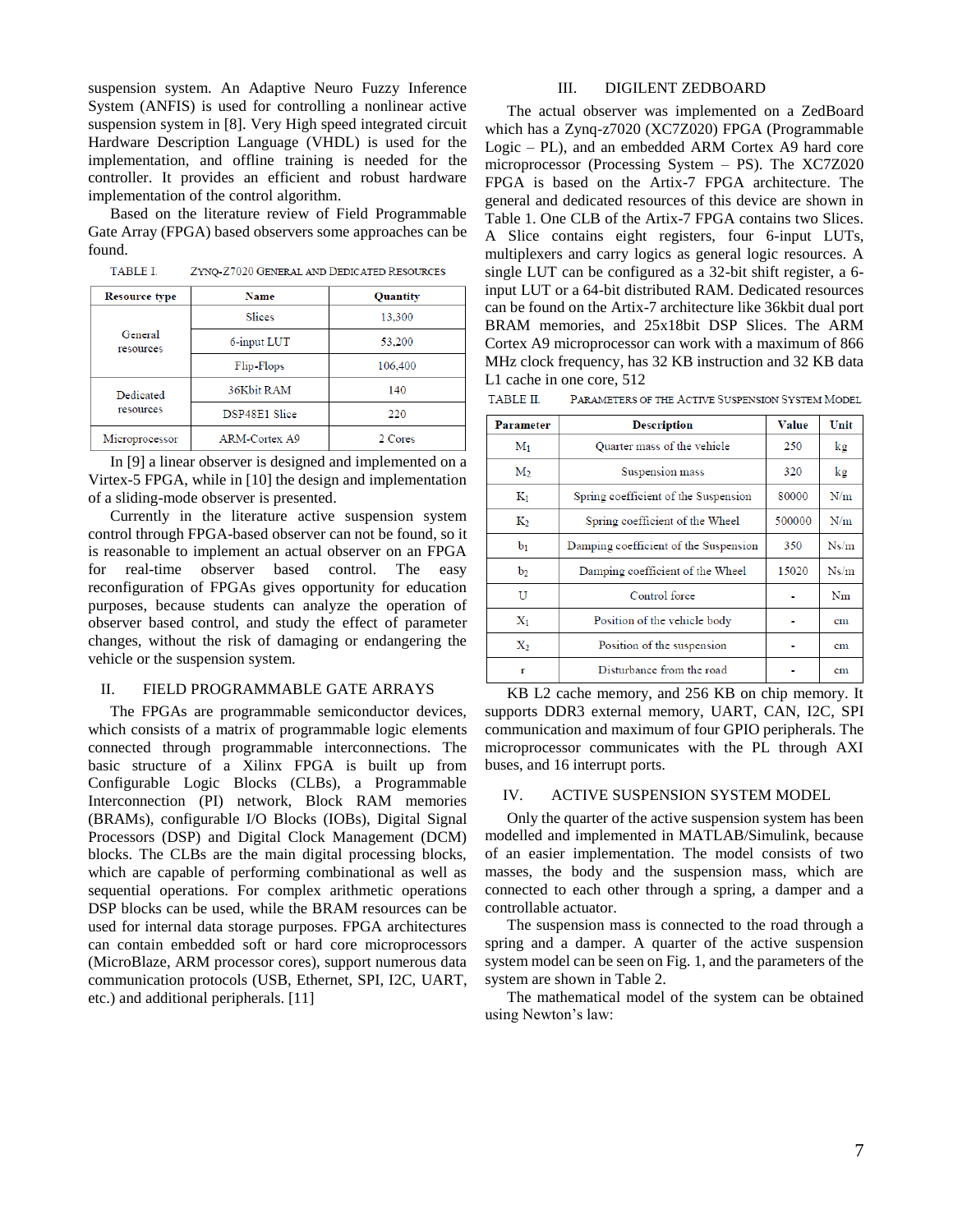suspension system. An Adaptive Neuro Fuzzy Inference System (ANFIS) is used for controlling a nonlinear active suspension system in [8]. Very High speed integrated circuit Hardware Description Language (VHDL) is used for the implementation, and offline training is needed for the controller. It provides an efficient and robust hardware implementation of the control algorithm.

Based on the literature review of Field Programmable Gate Array (FPGA) based observers some approaches can be found.

TABLE I. ZYNQ-Z7020 GENERAL AND DEDICATED RESOURCES

| Resource type | Name | Quantity |
|---|---|---|
| General resources | Slices | 13,300 |
| | 6-input LUT | 53,200 |
| | Flip-Flops | 106,400 |
| Dedicated resources | 36Kbit RAM | 140 |
| | DSP48E1 Slice | 220 |
| Microprocessor | ARM-Cortex A9 | 2 Cores |

In [9] a linear observer is designed and implemented on a Virtex-5 FPGA, while in [10] the design and implementation of a sliding-mode observer is presented.

Currently in the literature active suspension system control through FPGA-based observer can not be found, so it is reasonable to implement an actual observer on an FPGA for real-time observer based control. The easy reconfiguration of FPGAs gives opportunity for education purposes, because students can analyze the operation of observer based control, and study the effect of parameter changes, without the risk of damaging or endangering the vehicle or the suspension system.

## II. FIELD PROGRAMMABLE GATE ARRAYS

The FPGAs are programmable semiconductor devices, which consists of a matrix of programmable logic elements connected through programmable interconnections. The basic structure of a Xilinx FPGA is built up from Configurable Logic Blocks (CLBs), a Programmable Interconnection (PI) network, Block RAM memories (BRAMs), configurable I/O Blocks (IOBs), Digital Signal Processors (DSP) and Digital Clock Management (DCM) blocks. The CLBs are the main digital processing blocks, which are capable of performing combinational as well as sequential operations. For complex arithmetic operations DSP blocks can be used, while the BRAM resources can be used for internal data storage purposes. FPGA architectures can contain embedded soft or hard core microprocessors (MicroBlaze, ARM processor cores), support numerous data communication protocols (USB, Ethernet, SPI, I2C, UART, etc.) and additional peripherals. [11]

## III. DIGILENT ZEDBOARD

The actual observer was implemented on a ZedBoard which has a Zynq-z7020 (XC7Z020) FPGA (Programmable Logic – PL), and an embedded ARM Cortex A9 hard core microprocessor (Processing System – PS). The XC7Z020 FPGA is based on the Artix-7 FPGA architecture. The general and dedicated resources of this device are shown in Table 1. One CLB of the Artix-7 FPGA contains two Slices. A Slice contains eight registers, four 6-input LUTs, multiplexers and carry logics as general logic resources. A single LUT can be configured as a 32-bit shift register, a 6-input LUT or a 64-bit distributed RAM. Dedicated resources can be found on the Artix-7 architecture like 36kbit dual port BRAM memories, and 25x18bit DSP Slices. The ARM Cortex A9 microprocessor can work with a maximum of 866 MHz clock frequency, has 32 KB instruction and 32 KB data L1 cache in one core, 512 KB L2 cache memory, and 256 KB on chip memory. It supports DDR3 external memory, UART, CAN, I2C, SPI communication and maximum of four GPIO peripherals. The microprocessor communicates with the PL through AXI buses, and 16 interrupt ports.

TABLE II. PARAMETERS OF THE ACTIVE SUSPENSION SYSTEM MODEL

| Parameter | Description | Value | Unit |
|---|---|---|---|
| $M_1$ | Quarter mass of the vehicle | 250 | kg |
| $M_2$ | Suspension mass | 320 | kg |
| $K_1$ | Spring coefficient of the Suspension | 80000 | N/m |
| $K_2$ | Spring coefficient of the Wheel | 500000 | N/m |
| $b_1$ | Damping coefficient of the Suspension | 350 | Ns/m |
| $b_2$ | Damping coefficient of the Wheel | 15020 | Ns/m |
| U | Control force | - | Nm |
| $X_1$ | Position of the vehicle body | - | cm |
| $X_2$ | Position of the suspension | - | cm |
| r | Disturbance from the road | - | cm |

## IV. ACTIVE SUSPENSION SYSTEM MODEL

Only the quarter of the active suspension system has been modelled and implemented in MATLAB/Simulink, because of an easier implementation. The model consists of two masses, the body and the suspension mass, which are connected to each other through a spring, a damper and a controllable actuator.

The suspension mass is connected to the road through a spring and a damper. A quarter of the active suspension system model can be seen on Fig. 1, and the parameters of the system are shown in Table 2.

The mathematical model of the system can be obtained using Newton's law: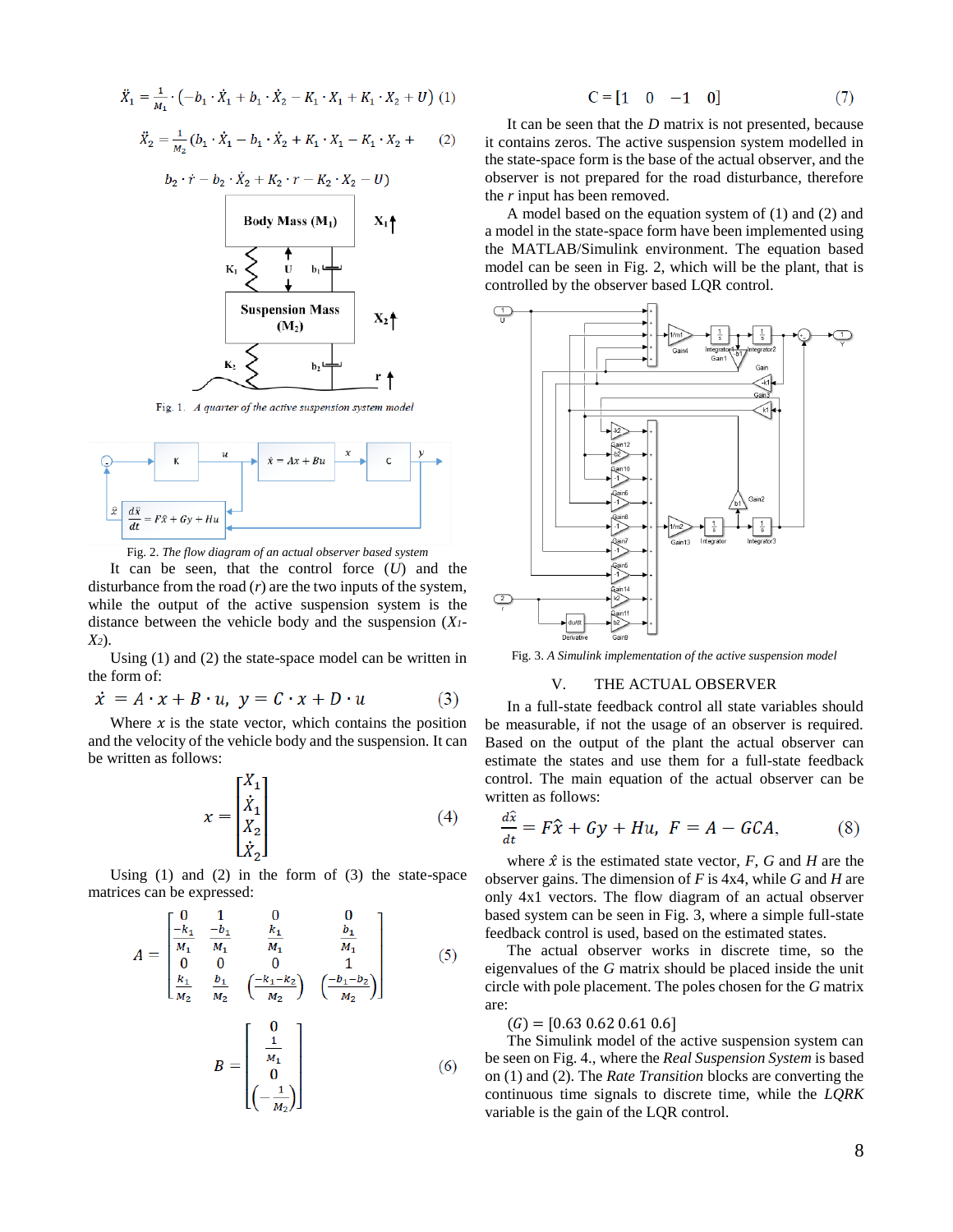$$\ddot{X}_1 = \frac{1}{M_1} \cdot \left(-b_1 \cdot \dot{X}_1 + b_1 \cdot \dot{X}_2 - K_1 \cdot X_1 + K_1 \cdot X_2 + U\right) \quad (1)$$

$$\ddot{X}_2 = \frac{1}{M_2}\left(b_1 \cdot \dot{X}_1 - b_1 \cdot \dot{X}_2 + K_1 \cdot X_1 - K_1 \cdot X_2 + b_2 \cdot \dot{r} - b_2 \cdot \dot{X}_2 + K_2 \cdot r - K_2 \cdot X_2 - U\right) \quad (2)$$

Fig. 1. *A quarter of the active suspension system model*

Fig. 2. *The flow diagram of an actual observer based system*

It can be seen, that the control force ($U$) and the disturbance from the road ($r$) are the two inputs of the system, while the output of the active suspension system is the distance between the vehicle body and the suspension ($X_1$-$X_2$).

Using (1) and (2) the state-space model can be written in the form of:

$$\dot{x} = A \cdot x + B \cdot u, \quad y = C \cdot x + D \cdot u \quad (3)$$

Where $x$ is the state vector, which contains the position and the velocity of the vehicle body and the suspension. It can be written as follows:

$$x = \begin{bmatrix} X_1 \\ \dot{X}_1 \\ X_2 \\ \dot{X}_2 \end{bmatrix} \quad (4)$$

Using (1) and (2) in the form of (3) the state-space matrices can be expressed:

$$A = \begin{bmatrix} 0 & 1 & 0 & 0 \\ \frac{-k_1}{M_1} & \frac{-b_1}{M_1} & \frac{k_1}{M_1} & \frac{b_1}{M_1} \\ 0 & 0 & 0 & 1 \\ \frac{k_1}{M_2} & \frac{b_1}{M_2} & \left(\frac{-k_1-k_2}{M_2}\right) & \left(\frac{-b_1-b_2}{M_2}\right) \end{bmatrix} \quad (5)$$

$$B = \begin{bmatrix} 0 \\ \frac{1}{M_1} \\ 0 \\ \left(-\frac{1}{M_2}\right) \end{bmatrix} \quad (6)$$

$$C = \begin{bmatrix} 1 & 0 & -1 & 0 \end{bmatrix} \quad (7)$$

It can be seen that the $D$ matrix is not presented, because it contains zeros. The active suspension system modelled in the state-space form is the base of the actual observer, and the observer is not prepared for the road disturbance, therefore the $r$ input has been removed.

A model based on the equation system of (1) and (2) and a model in the state-space form have been implemented using the MATLAB/Simulink environment. The equation based model can be seen in Fig. 2, which will be the plant, that is controlled by the observer based LQR control.

Fig. 3. *A Simulink implementation of the active suspension model*

## V. THE ACTUAL OBSERVER

In a full-state feedback control all state variables should be measurable, if not the usage of an observer is required. Based on the output of the plant the actual observer can estimate the states and use them for a full-state feedback control. The main equation of the actual observer can be written as follows:

$$\frac{d\hat{x}}{dt} = F\hat{x} + Gy + Hu, \quad F = A - GCA, \quad (8)$$

where $\hat{x}$ is the estimated state vector, $F$, $G$ and $H$ are the observer gains. The dimension of $F$ is 4x4, while $G$ and $H$ are only 4x1 vectors. The flow diagram of an actual observer based system can be seen in Fig. 3, where a simple full-state feedback control is used, based on the estimated states.

The actual observer works in discrete time, so the eigenvalues of the $G$ matrix should be placed inside the unit circle with pole placement. The poles chosen for the $G$ matrix are:

$(G) = [0.63\ 0.62\ 0.61\ 0.6]$

The Simulink model of the active suspension system can be seen on Fig. 4., where the *Real Suspension System* is based on (1) and (2). The *Rate Transition* blocks are converting the continuous time signals to discrete time, while the *LQRK* variable is the gain of the LQR control.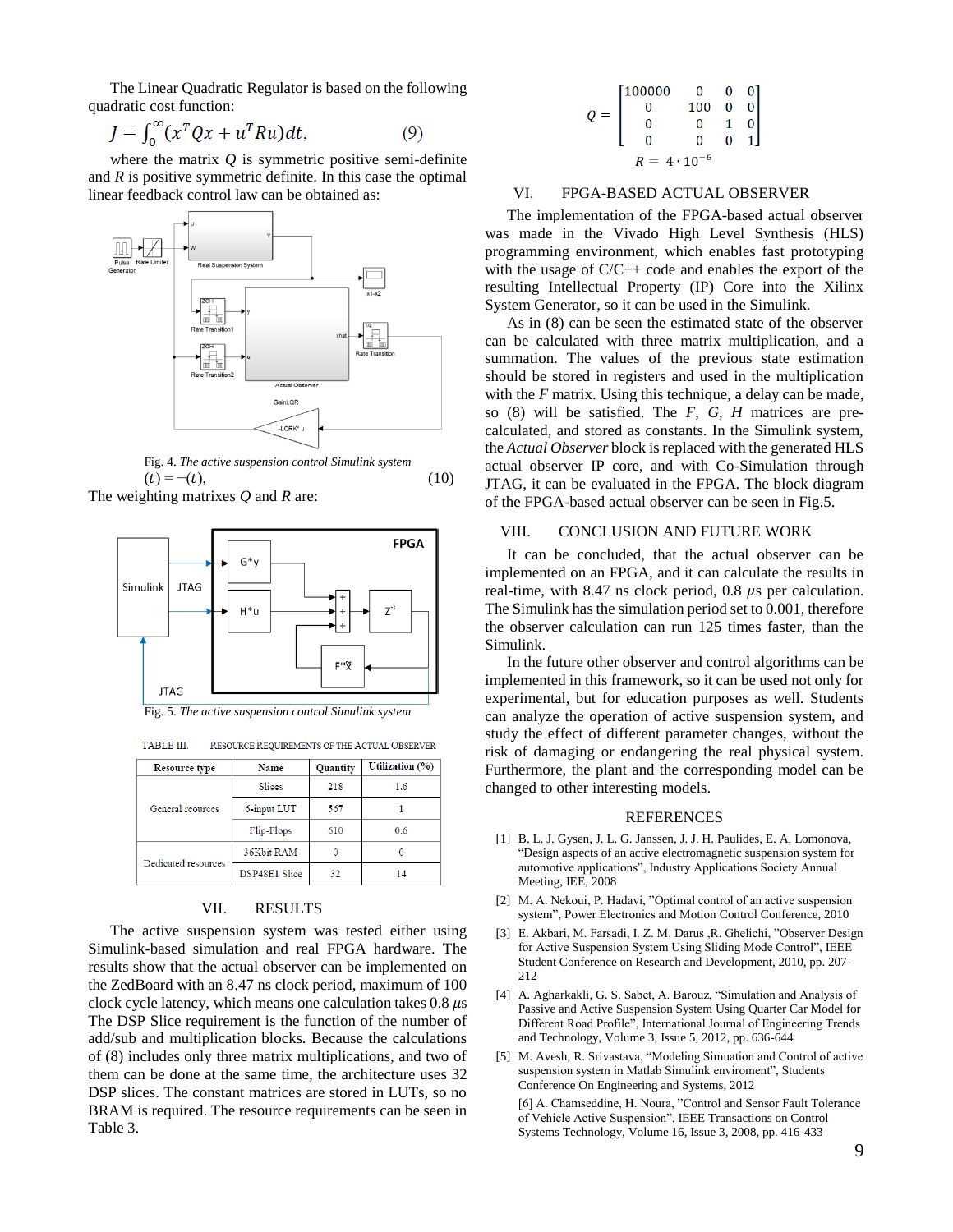The Linear Quadratic Regulator is based on the following quadratic cost function:

$$J = \int_0^{\infty} (x^T Q x + u^T R u) dt, \qquad (9)$$

where the matrix $Q$ is symmetric positive semi-definite and $R$ is positive symmetric definite. In this case the optimal linear feedback control law can be obtained as:

Pulse Generator
Rate Limiter
u
w
Y
Real Suspension System
x1-x2
ZOH
y
Rate Transition1
xhat
1/z
Rate Transition
ZOH
u
Rate Transition2
Actual Observer
GainLQR
-LQRK* u

Fig. 4. *The active suspension control Simulink system*

$$(t) = -(t), \qquad (10)$$

The weighting matrices $Q$ and $R$ are:

FPGA
Simulink
JTAG
G*y
H*u
+
+
+
$z^{-1}$
F*x̃
JTAG

Fig. 5. *The active suspension control Simulink system*

TABLE III. RESOURCE REQUIREMENTS OF THE ACTUAL OBSERVER

| Resource type | Name | Quantity | Utilization (%) |
|---|---|---|---|
| General recources | Slices | 218 | 1.6 |
| | 6-input LUT | 567 | 1 |
| | Flip-Flops | 610 | 0.6 |
| Dedicated resources | 36Kbit RAM | 0 | 0 |
| | DSP48E1 Slice | 32 | 14 |

## VII. RESULTS

The active suspension system was tested either using Simulink-based simulation and real FPGA hardware. The results show that the actual observer can be implemented on the ZedBoard with an 8.47 ns clock period, maximum of 100 clock cycle latency, which means one calculation takes 0.8 $\mu s$ The DSP Slice requirement is the function of the number of add/sub and multiplication blocks. Because the calculations of (8) includes only three matrix multiplications, and two of them can be done at the same time, the architecture uses 32 DSP slices. The constant matrices are stored in LUTs, so no BRAM is required. The resource requirements can be seen in Table 3.

$$Q = \begin{bmatrix} 100000 & 0 & 0 & 0 \\ 0 & 100 & 0 & 0 \\ 0 & 0 & 1 & 0 \\ 0 & 0 & 0 & 1 \end{bmatrix}$$

$$R = 4 \cdot 10^{-6}$$

## VI. FPGA-BASED ACTUAL OBSERVER

The implementation of the FPGA-based actual observer was made in the Vivado High Level Synthesis (HLS) programming environment, which enables fast prototyping with the usage of C/C++ code and enables the export of the resulting Intellectual Property (IP) Core into the Xilinx System Generator, so it can be used in the Simulink.

As in (8) can be seen the estimated state of the observer can be calculated with three matrix multiplication, and a summation. The values of the previous state estimation should be stored in registers and used in the multiplication with the $F$ matrix. Using this technique, a delay can be made, so (8) will be satisfied. The $F$, $G$, $H$ matrices are pre-calculated, and stored as constants. In the Simulink system, the *Actual Observer* block is replaced with the generated HLS actual observer IP core, and with Co-Simulation through JTAG, it can be evaluated in the FPGA. The block diagram of the FPGA-based actual observer can be seen in Fig.5.

## VIII. CONCLUSION AND FUTURE WORK

It can be concluded, that the actual observer can be implemented on an FPGA, and it can calculate the results in real-time, with 8.47 ns clock period, 0.8 $\mu s$ per calculation. The Simulink has the simulation period set to 0.001, therefore the observer calculation can run 125 times faster, than the Simulink.

In the future other observer and control algorithms can be implemented in this framework, so it can be used not only for experimental, but for education purposes as well. Students can analyze the operation of active suspension system, and study the effect of different parameter changes, without the risk of damaging or endangering the real physical system. Furthermore, the plant and the corresponding model can be changed to other interesting models.

## REFERENCES

[1] B. L. J. Gysen, J. L. G. Janssen, J. J. H. Paulides, E. A. Lomonova, “Design aspects of an active electromagnetic suspension system for automotive applications”, Industry Applications Society Annual Meeting, IEE, 2008

[2] M. A. Nekoui, P. Hadavi, "Optimal control of an active suspension system", Power Electronics and Motion Control Conference, 2010

[3] E. Akbari, M. Farsadi, I. Z. M. Darus ,R. Ghelichi, "Observer Design for Active Suspension System Using Sliding Mode Control", IEEE Student Conference on Research and Development, 2010, pp. 207-212

[4] A. Agharkakli, G. S. Sabet, A. Barouz, “Simulation and Analysis of Passive and Active Suspension System Using Quarter Car Model for Different Road Profile”, International Journal of Engineering Trends and Technology, Volume 3, Issue 5, 2012, pp. 636-644

[5] M. Avesh, R. Srivastava, “Modeling Simuation and Control of active suspension system in Matlab Simulink enviroment”, Students Conference On Engineering and Systems, 2012

[6] A. Chamseddine, H. Noura, "Control and Sensor Fault Tolerance of Vehicle Active Suspension", IEEE Transactions on Control Systems Technology, Volume 16, Issue 3, 2008, pp. 416-433